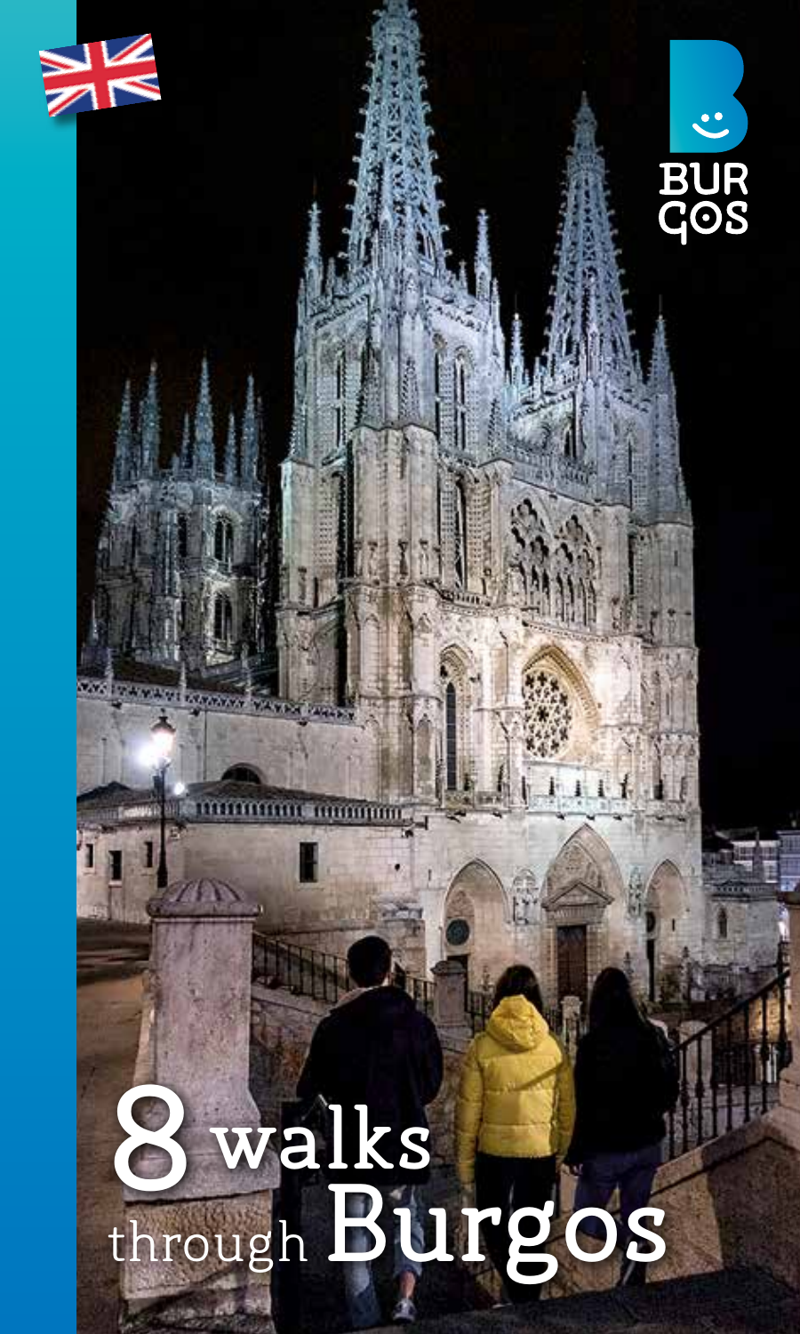BURGOS

# 8 walks through Burgos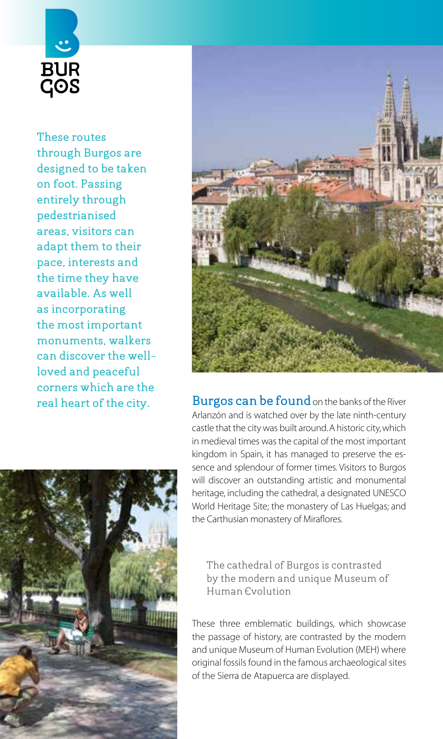These routes through Burgos are designed to be taken on foot. Passing entirely through pedestrianised areas, visitors can adapt them to their pace, interests and the time they have available. As well as incorporating the most important monuments, walkers can discover the well-loved and peaceful corners which are the real heart of the city.

**Burgos can be found** on the banks of the River Arlanzón and is watched over by the late ninth-century castle that the city was built around. A historic city, which in medieval times was the capital of the most important kingdom in Spain, it has managed to preserve the essence and splendour of former times. Visitors to Burgos will discover an outstanding artistic and monumental heritage, including the cathedral, a designated UNESCO World Heritage Site; the monastery of Las Huelgas; and the Carthusian monastery of Miraflores.

> The cathedral of Burgos is contrasted by the modern and unique Museum of Human Evolution

These three emblematic buildings, which showcase the passage of history, are contrasted by the modern and unique Museum of Human Evolution (MEH) where original fossils found in the famous archaeological sites of the Sierra de Atapuerca are displayed.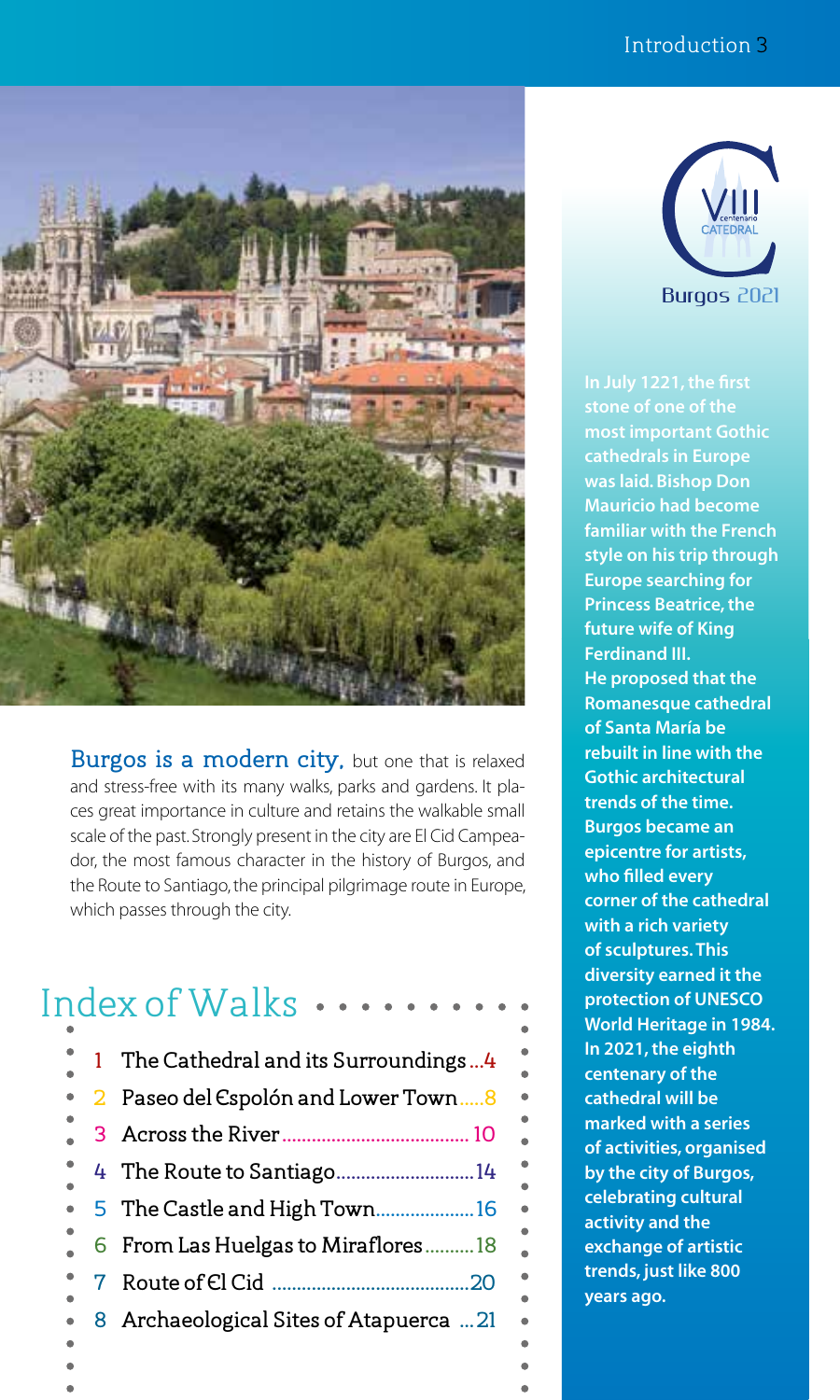**Burgos is a modern city,** but one that is relaxed and stress-free with its many walks, parks and gardens. It places great importance in culture and retains the walkable small scale of the past. Strongly present in the city are El Cid Campeador, the most famous character in the history of Burgos, and the Route to Santiago, the principal pilgrimage route in Europe, which passes through the city.

## Index of Walks

1. The Cathedral and its Surroundings ...4
2. Paseo del Espolón and Lower Town .....8
3. Across the River ..... 10
4. The Route to Santiago..... 14
5. The Castle and High Town..... 16
6. From Las Huelgas to Miraflores ..... 18
7. Route of El Cid ..... 20
8. Archaeological Sites of Atapuerca ... 21

VIII centenario CATEDRAL Burgos 2021

**In July 1221, the first stone of one of the most important Gothic cathedrals in Europe was laid. Bishop Don Mauricio had become familiar with the French style on his trip through Europe searching for Princess Beatrice, the future wife of King Ferdinand III.**
**He proposed that the Romanesque cathedral of Santa María be rebuilt in line with the Gothic architectural trends of the time. Burgos became an epicentre for artists, who filled every corner of the cathedral with a rich variety of sculptures. This diversity earned it the protection of UNESCO World Heritage in 1984. In 2021, the eighth centenary of the cathedral will be marked with a series of activities, organised by the city of Burgos, celebrating cultural activity and the exchange of artistic trends, just like 800 years ago.**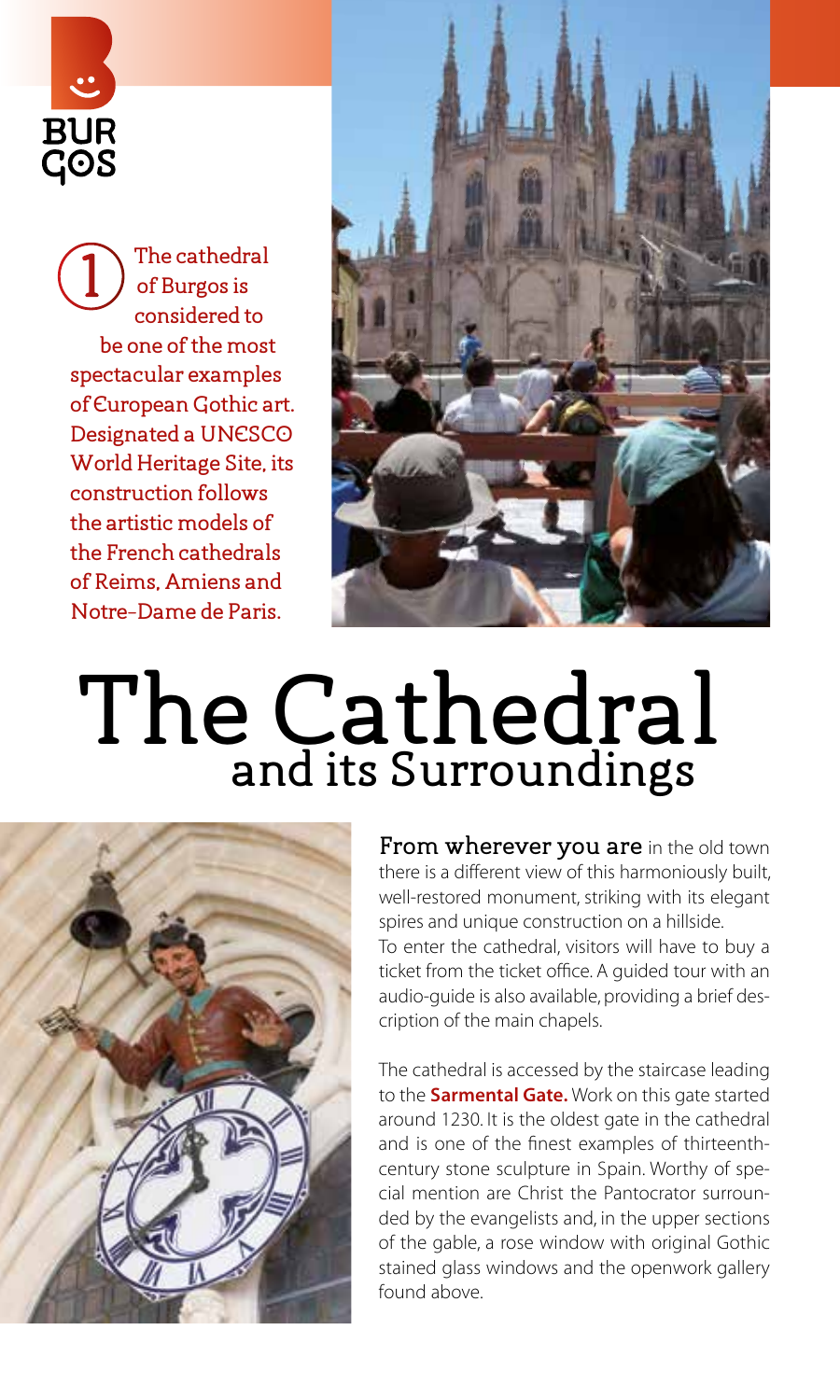# The Cathedral
## and its Surroundings

1 The cathedral of Burgos is considered to be one of the most spectacular examples of European Gothic art. Designated a UNESCO World Heritage Site, its construction follows the artistic models of the French cathedrals of Reims, Amiens and Notre-Dame de Paris.

**From wherever you are** in the old town there is a different view of this harmoniously built, well-restored monument, striking with its elegant spires and unique construction on a hillside.
To enter the cathedral, visitors will have to buy a ticket from the ticket office. A guided tour with an audio-guide is also available, providing a brief description of the main chapels.

The cathedral is accessed by the staircase leading to the **Sarmental Gate.** Work on this gate started around 1230. It is the oldest gate in the cathedral and is one of the finest examples of thirteenth-century stone sculpture in Spain. Worthy of special mention are Christ the Pantocrator surrounded by the evangelists and, in the upper sections of the gable, a rose window with original Gothic stained glass windows and the openwork gallery found above.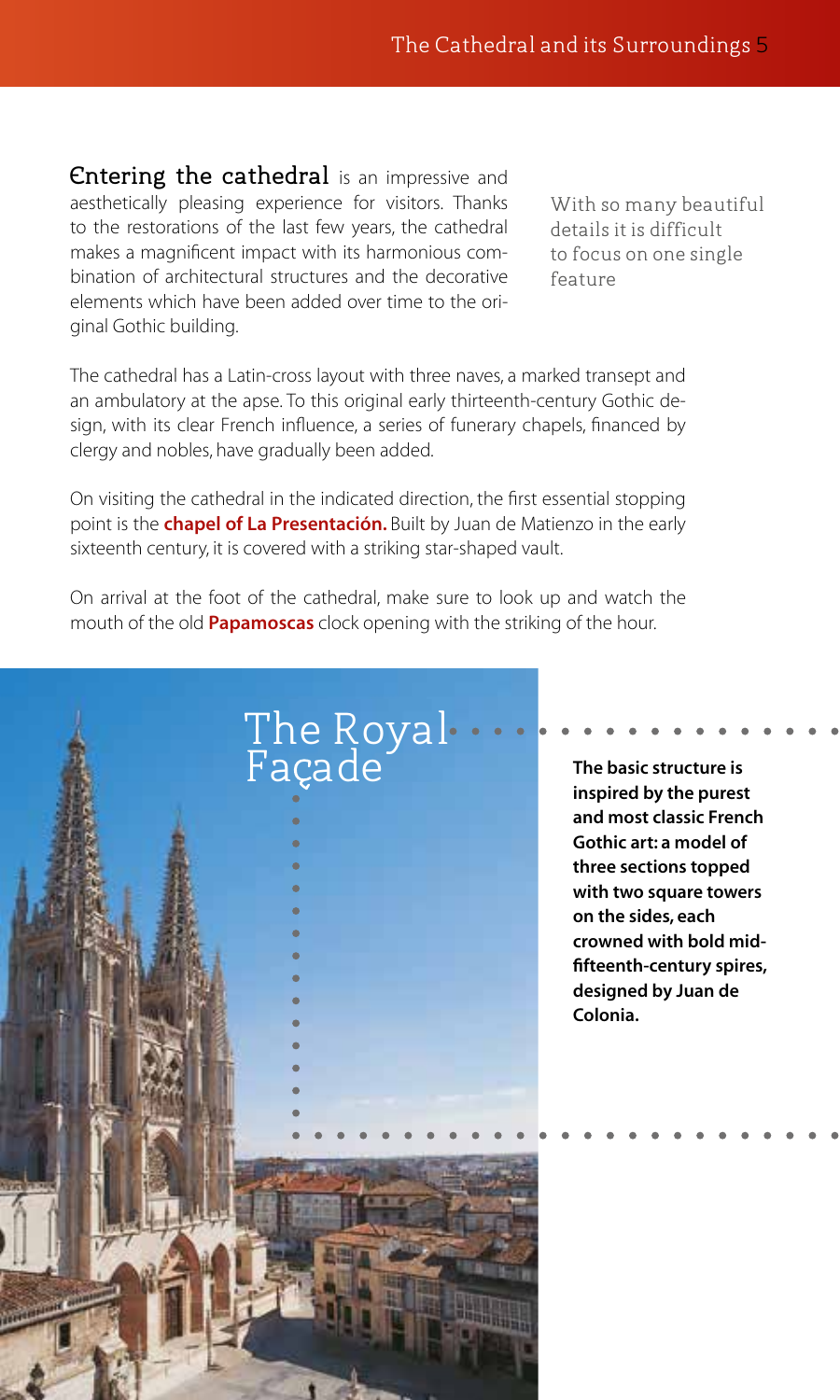**Entering the cathedral** is an impressive and aesthetically pleasing experience for visitors. Thanks to the restorations of the last few years, the cathedral makes a magnificent impact with its harmonious combination of architectural structures and the decorative elements which have been added over time to the original Gothic building.

With so many beautiful details it is difficult to focus on one single feature

The cathedral has a Latin-cross layout with three naves, a marked transept and an ambulatory at the apse. To this original early thirteenth-century Gothic design, with its clear French influence, a series of funerary chapels, financed by clergy and nobles, have gradually been added.

On visiting the cathedral in the indicated direction, the first essential stopping point is the **chapel of La Presentación.** Built by Juan de Matienzo in the early sixteenth century, it is covered with a striking star-shaped vault.

On arrival at the foot of the cathedral, make sure to look up and watch the mouth of the old **Papamoscas** clock opening with the striking of the hour.

## The Royal Façade

**The basic structure is inspired by the purest and most classic French Gothic art: a model of three sections topped with two square towers on the sides, each crowned with bold mid-fifteenth-century spires, designed by Juan de Colonia.**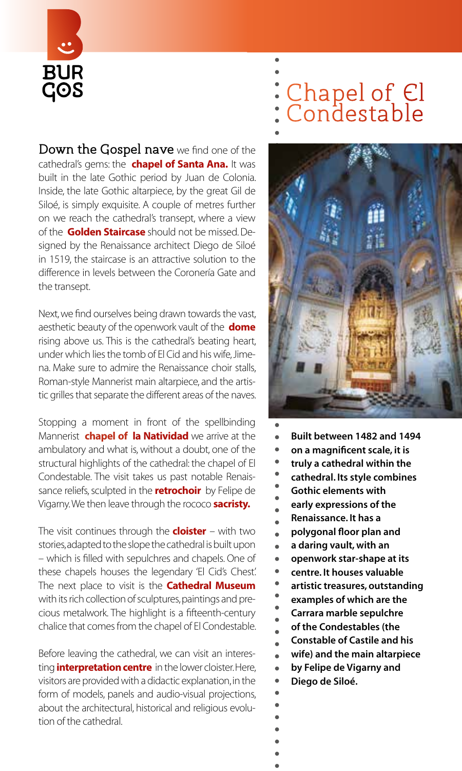# Chapel of El Condestable

**Down the Gospel nave** we find one of the cathedral's gems: the **chapel of Santa Ana.** It was built in the late Gothic period by Juan de Colonia. Inside, the late Gothic altarpiece, by the great Gil de Siloé, is simply exquisite. A couple of metres further on we reach the cathedral's transept, where a view of the **Golden Staircase** should not be missed. Designed by the Renaissance architect Diego de Siloé in 1519, the staircase is an attractive solution to the difference in levels between the Coronería Gate and the transept.

Next, we find ourselves being drawn towards the vast, aesthetic beauty of the openwork vault of the **dome** rising above us. This is the cathedral's beating heart, under which lies the tomb of El Cid and his wife, Jimena. Make sure to admire the Renaissance choir stalls, Roman-style Mannerist main altarpiece, and the artistic grilles that separate the different areas of the naves.

Stopping a moment in front of the spellbinding Mannerist **chapel of la Natividad** we arrive at the ambulatory and what is, without a doubt, one of the structural highlights of the cathedral: the chapel of El Condestable. The visit takes us past notable Renaissance reliefs, sculpted in the **retrochoir** by Felipe de Vigarny. We then leave through the rococo **sacristy.**

The visit continues through the **cloister** – with two stories, adapted to the slope the cathedral is built upon – which is filled with sepulchres and chapels. One of these chapels houses the legendary 'El Cid's Chest'. The next place to visit is the **Cathedral Museum** with its rich collection of sculptures, paintings and precious metalwork. The highlight is a fifteenth-century chalice that comes from the chapel of El Condestable.

Before leaving the cathedral, we can visit an interesting **interpretation centre** in the lower cloister. Here, visitors are provided with a didactic explanation, in the form of models, panels and audio-visual projections, about the architectural, historical and religious evolution of the cathedral.

**Built between 1482 and 1494 on a magnificent scale, it is truly a cathedral within the cathedral. Its style combines Gothic elements with early expressions of the Renaissance. It has a polygonal floor plan and a daring vault, with an openwork star-shape at its centre. It houses valuable artistic treasures, outstanding examples of which are the Carrara marble sepulchre of the Condestables (the Constable of Castile and his wife) and the main altarpiece by Felipe de Vigarny and Diego de Siloé.**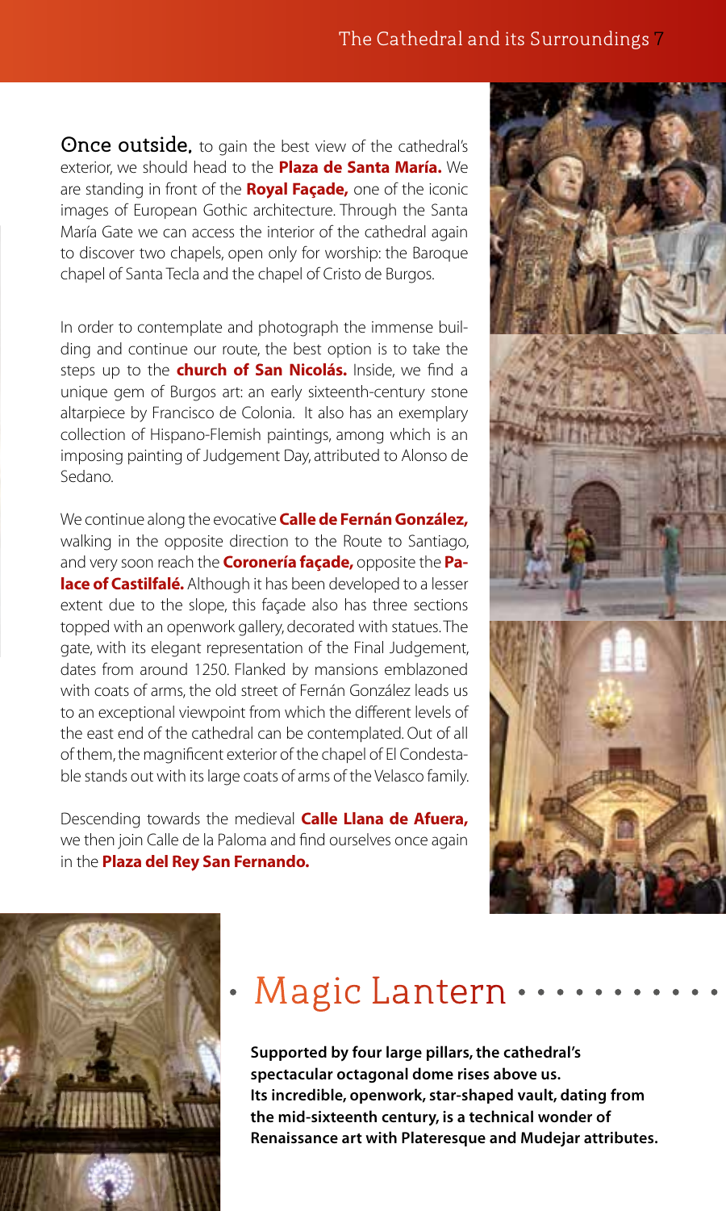**Once outside,** to gain the best view of the cathedral's exterior, we should head to the **Plaza de Santa María.** We are standing in front of the **Royal Façade,** one of the iconic images of European Gothic architecture. Through the Santa María Gate we can access the interior of the cathedral again to discover two chapels, open only for worship: the Baroque chapel of Santa Tecla and the chapel of Cristo de Burgos.

In order to contemplate and photograph the immense building and continue our route, the best option is to take the steps up to the **church of San Nicolás.** Inside, we find a unique gem of Burgos art: an early sixteenth-century stone altarpiece by Francisco de Colonia. It also has an exemplary collection of Hispano-Flemish paintings, among which is an imposing painting of Judgement Day, attributed to Alonso de Sedano.

We continue along the evocative **Calle de Fernán González,** walking in the opposite direction to the Route to Santiago, and very soon reach the **Coronería façade,** opposite the **Palace of Castilfalé.** Although it has been developed to a lesser extent due to the slope, this façade also has three sections topped with an openwork gallery, decorated with statues. The gate, with its elegant representation of the Final Judgement, dates from around 1250. Flanked by mansions emblazoned with coats of arms, the old street of Fernán González leads us to an exceptional viewpoint from which the different levels of the east end of the cathedral can be contemplated. Out of all of them, the magnificent exterior of the chapel of El Condestable stands out with its large coats of arms of the Velasco family.

Descending towards the medieval **Calle Llana de Afuera,** we then join Calle de la Paloma and find ourselves once again in the **Plaza del Rey San Fernando.**

## Magic Lantern

**Supported by four large pillars, the cathedral's spectacular octagonal dome rises above us. Its incredible, openwork, star-shaped vault, dating from the mid-sixteenth century, is a technical wonder of Renaissance art with Plateresque and Mudejar attributes.**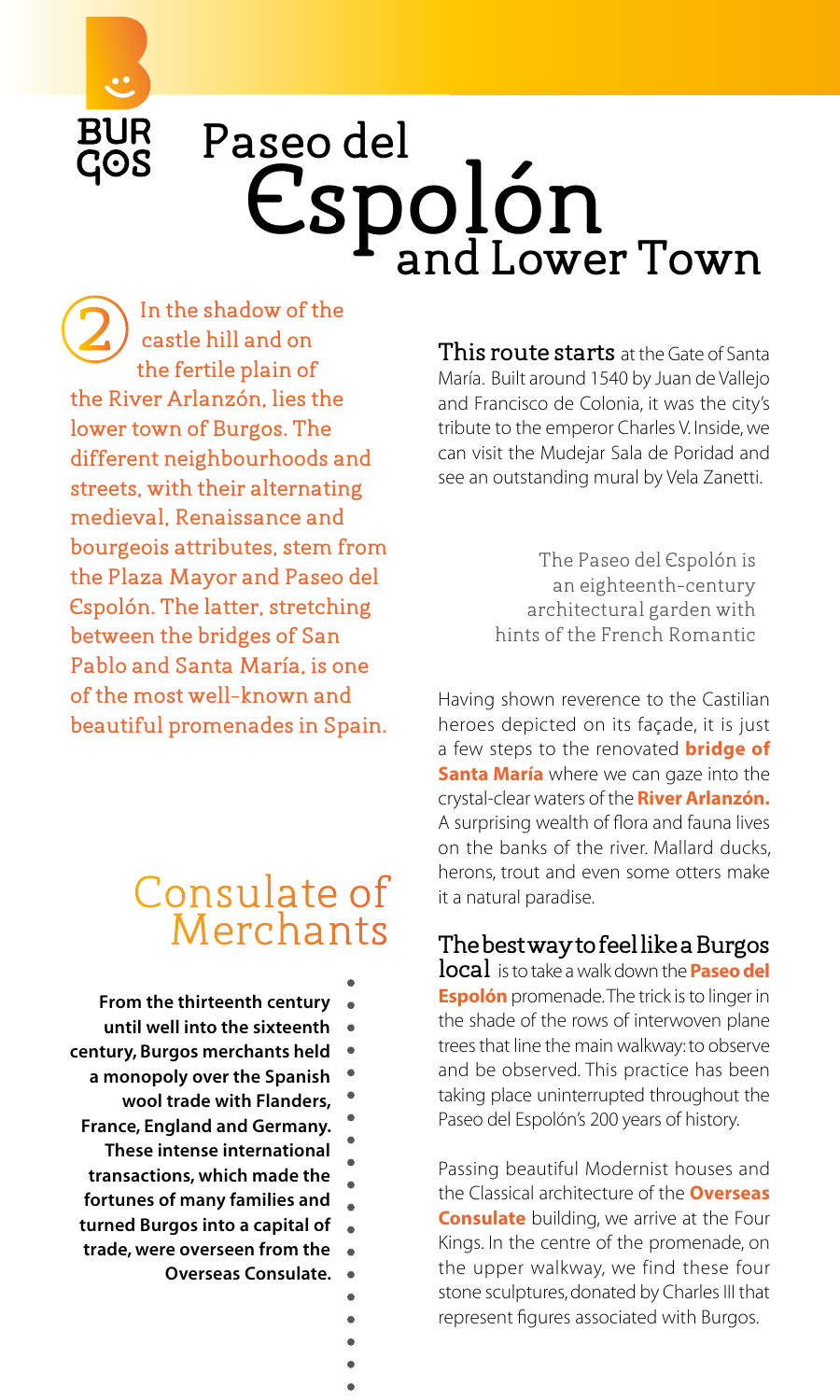# Paseo del Espolón and Lower Town

**2** In the shadow of the castle hill and on the fertile plain of the River Arlanzón, lies the lower town of Burgos. The different neighbourhoods and streets, with their alternating medieval, Renaissance and bourgeois attributes, stem from the Plaza Mayor and Paseo del Espolón. The latter, stretching between the bridges of San Pablo and Santa María, is one of the most well-known and beautiful promenades in Spain.

## Consulate of Merchants

**From the thirteenth century until well into the sixteenth century, Burgos merchants held a monopoly over the Spanish wool trade with Flanders, France, England and Germany. These intense international transactions, which made the fortunes of many families and turned Burgos into a capital of trade, were overseen from the Overseas Consulate.**

This route starts at the Gate of Santa María. Built around 1540 by Juan de Vallejo and Francisco de Colonia, it was the city's tribute to the emperor Charles V. Inside, we can visit the Mudejar Sala de Poridad and see an outstanding mural by Vela Zanetti.

The Paseo del Espolón is an eighteenth-century architectural garden with hints of the French Romantic

Having shown reverence to the Castilian heroes depicted on its façade, it is just a few steps to the renovated **bridge of Santa María** where we can gaze into the crystal-clear waters of the **River Arlanzón.** A surprising wealth of flora and fauna lives on the banks of the river. Mallard ducks, herons, trout and even some otters make it a natural paradise.

The best way to feel like a Burgos local is to take a walk down the **Paseo del Espolón** promenade. The trick is to linger in the shade of the rows of interwoven plane trees that line the main walkway: to observe and be observed. This practice has been taking place uninterrupted throughout the Paseo del Espolón's 200 years of history.

Passing beautiful Modernist houses and the Classical architecture of the **Overseas Consulate** building, we arrive at the Four Kings. In the centre of the promenade, on the upper walkway, we find these four stone sculptures, donated by Charles III that represent figures associated with Burgos.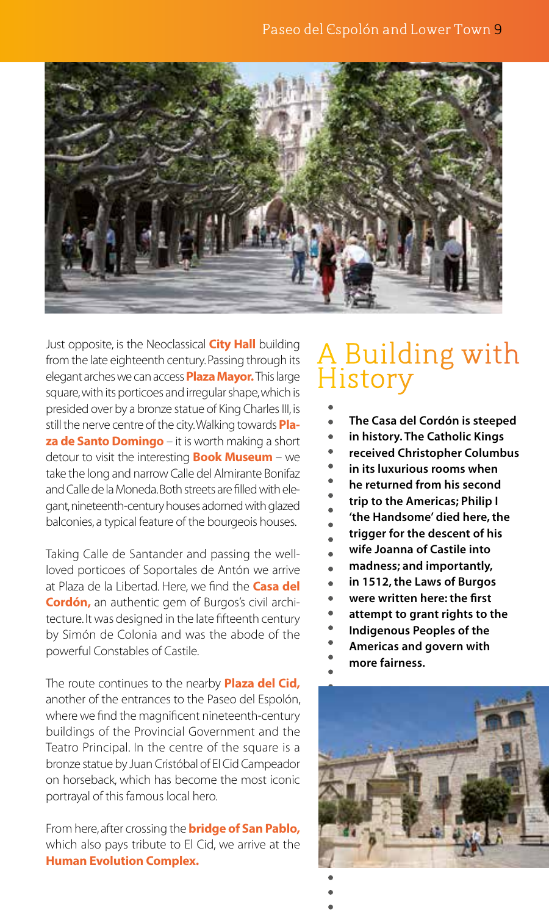Just opposite, is the Neoclassical **City Hall** building from the late eighteenth century. Passing through its elegant arches we can access **Plaza Mayor.** This large square, with its porticoes and irregular shape, which is presided over by a bronze statue of King Charles III, is still the nerve centre of the city. Walking towards **Plaza de Santo Domingo** – it is worth making a short detour to visit the interesting **Book Museum** – we take the long and narrow Calle del Almirante Bonifaz and Calle de la Moneda. Both streets are filled with elegant, nineteenth-century houses adorned with glazed balconies, a typical feature of the bourgeois houses.

Taking Calle de Santander and passing the well-loved porticoes of Soportales de Antón we arrive at Plaza de la Libertad. Here, we find the **Casa del Cordón,** an authentic gem of Burgos's civil architecture. It was designed in the late fifteenth century by Simón de Colonia and was the abode of the powerful Constables of Castile.

The route continues to the nearby **Plaza del Cid,** another of the entrances to the Paseo del Espolón, where we find the magnificent nineteenth-century buildings of the Provincial Government and the Teatro Principal. In the centre of the square is a bronze statue by Juan Cristóbal of El Cid Campeador on horseback, which has become the most iconic portrayal of this famous local hero.

From here, after crossing the **bridge of San Pablo,** which also pays tribute to El Cid, we arrive at the **Human Evolution Complex.**

## A Building with History

**The Casa del Cordón is steeped in history. The Catholic Kings received Christopher Columbus in its luxurious rooms when he returned from his second trip to the Americas; Philip I 'the Handsome' died here, the trigger for the descent of his wife Joanna of Castile into madness; and importantly, in 1512, the Laws of Burgos were written here: the first attempt to grant rights to the Indigenous Peoples of the Americas and govern with more fairness.**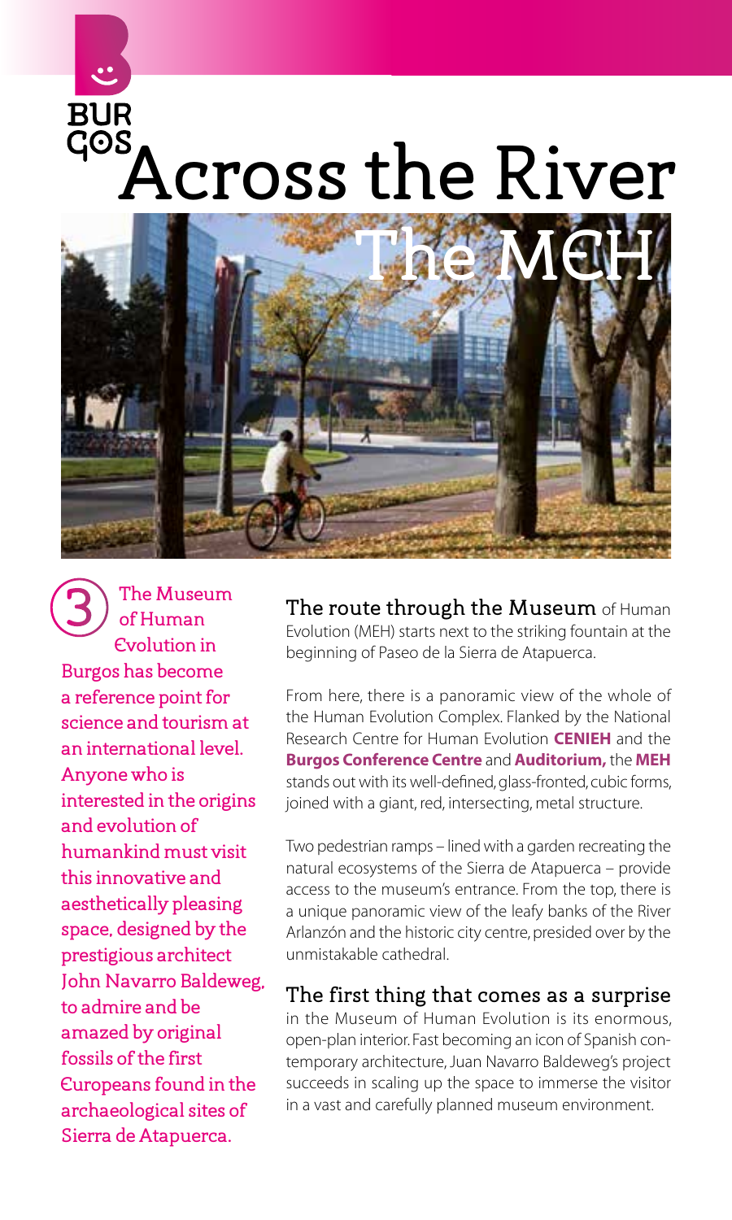# Across the River

## The MEH

3 The Museum of Human Evolution in Burgos has become a reference point for science and tourism at an international level. Anyone who is interested in the origins and evolution of humankind must visit this innovative and aesthetically pleasing space, designed by the prestigious architect John Navarro Baldeweg, to admire and be amazed by original fossils of the first Europeans found in the archaeological sites of Sierra de Atapuerca.

**The route through the Museum** of Human Evolution (MEH) starts next to the striking fountain at the beginning of Paseo de la Sierra de Atapuerca.

From here, there is a panoramic view of the whole of the Human Evolution Complex. Flanked by the National Research Centre for Human Evolution **CENIEH** and the **Burgos Conference Centre** and **Auditorium,** the **MEH** stands out with its well-defined, glass-fronted, cubic forms, joined with a giant, red, intersecting, metal structure.

Two pedestrian ramps – lined with a garden recreating the natural ecosystems of the Sierra de Atapuerca – provide access to the museum's entrance. From the top, there is a unique panoramic view of the leafy banks of the River Arlanzón and the historic city centre, presided over by the unmistakable cathedral.

**The first thing that comes as a surprise** in the Museum of Human Evolution is its enormous, open-plan interior. Fast becoming an icon of Spanish contemporary architecture, Juan Navarro Baldeweg's project succeeds in scaling up the space to immerse the visitor in a vast and carefully planned museum environment.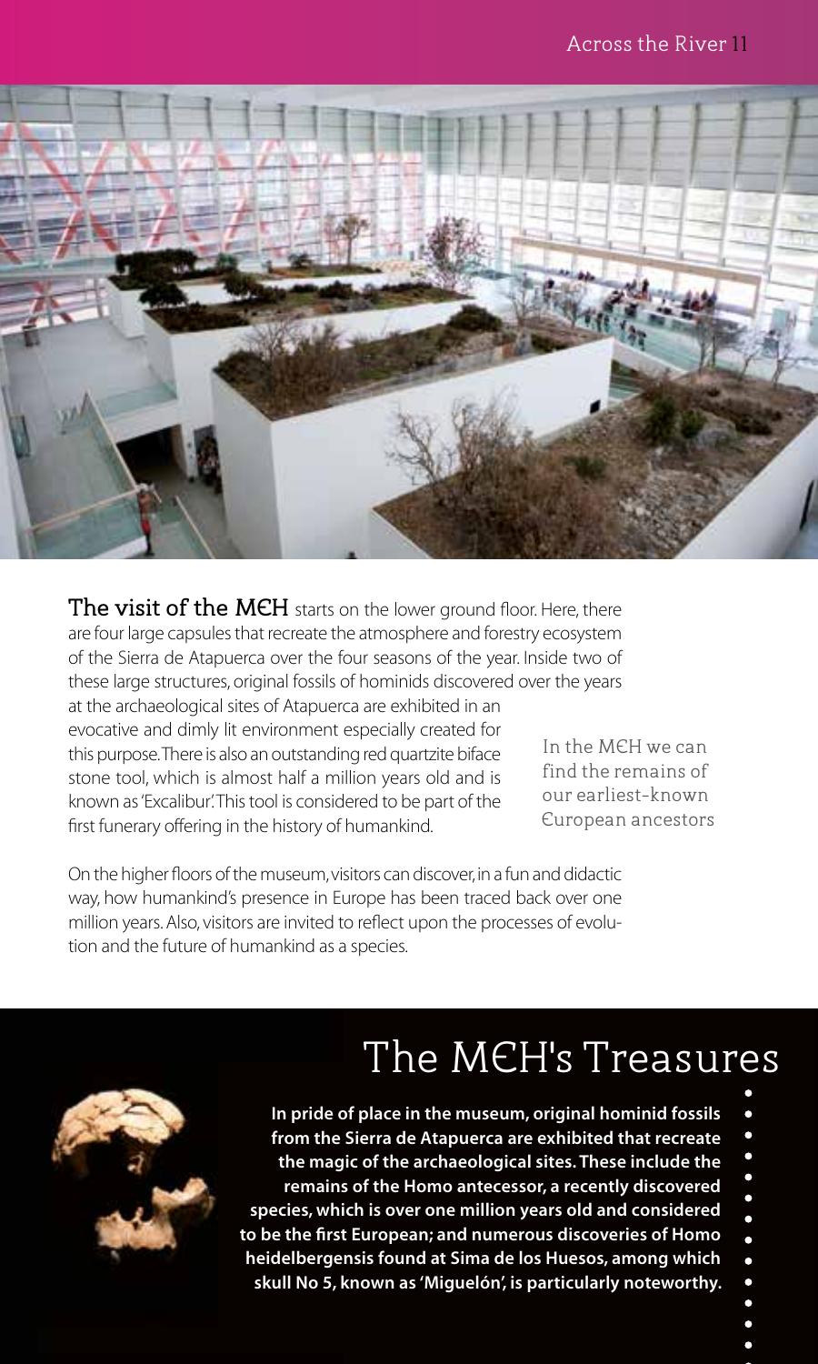**The visit of the MEH** starts on the lower ground floor. Here, there are four large capsules that recreate the atmosphere and forestry ecosystem of the Sierra de Atapuerca over the four seasons of the year. Inside two of these large structures, original fossils of hominids discovered over the years at the archaeological sites of Atapuerca are exhibited in an evocative and dimly lit environment especially created for this purpose. There is also an outstanding red quartzite biface stone tool, which is almost half a million years old and is known as 'Excalibur'. This tool is considered to be part of the first funerary offering in the history of humankind.

In the MEH we can find the remains of our earliest-known European ancestors

On the higher floors of the museum, visitors can discover, in a fun and didactic way, how humankind's presence in Europe has been traced back over one million years. Also, visitors are invited to reflect upon the processes of evolution and the future of humankind as a species.

## The MEH's Treasures

**In pride of place in the museum, original hominid fossils from the Sierra de Atapuerca are exhibited that recreate the magic of the archaeological sites. These include the remains of the Homo antecessor, a recently discovered species, which is over one million years old and considered to be the first European; and numerous discoveries of Homo heidelbergensis found at Sima de los Huesos, among which skull No 5, known as 'Miguelón', is particularly noteworthy.**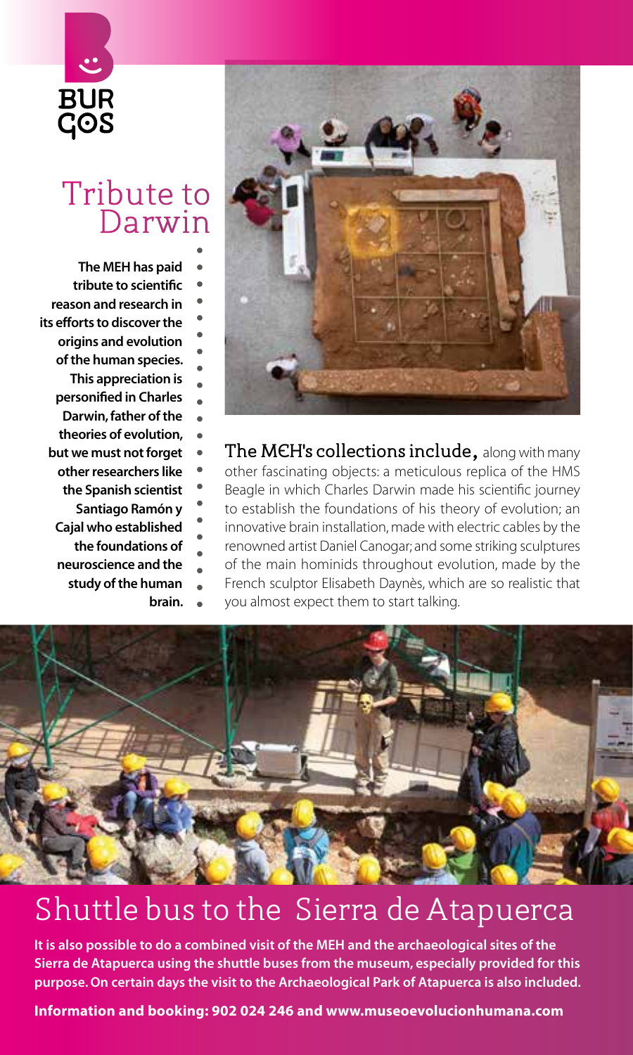## Tribute to Darwin

**The MEH has paid tribute to scientific reason and research in its efforts to discover the origins and evolution of the human species. This appreciation is personified in Charles Darwin, father of the theories of evolution, but we must not forget other researchers like the Spanish scientist Santiago Ramón y Cajal who established the foundations of neuroscience and the study of the human brain.**

**The MEH's collections include,** along with many other fascinating objects: a meticulous replica of the HMS Beagle in which Charles Darwin made his scientific journey to establish the foundations of his theory of evolution; an innovative brain installation, made with electric cables by the renowned artist Daniel Canogar; and some striking sculptures of the main hominids throughout evolution, made by the French sculptor Elisabeth Daynès, which are so realistic that you almost expect them to start talking.

## Shuttle bus to the Sierra de Atapuerca

**It is also possible to do a combined visit of the MEH and the archaeological sites of the Sierra de Atapuerca using the shuttle buses from the museum, especially provided for this purpose. On certain days the visit to the Archaeological Park of Atapuerca is also included.**

**Information and booking: 902 024 246 and www.museoevolucionhumana.com**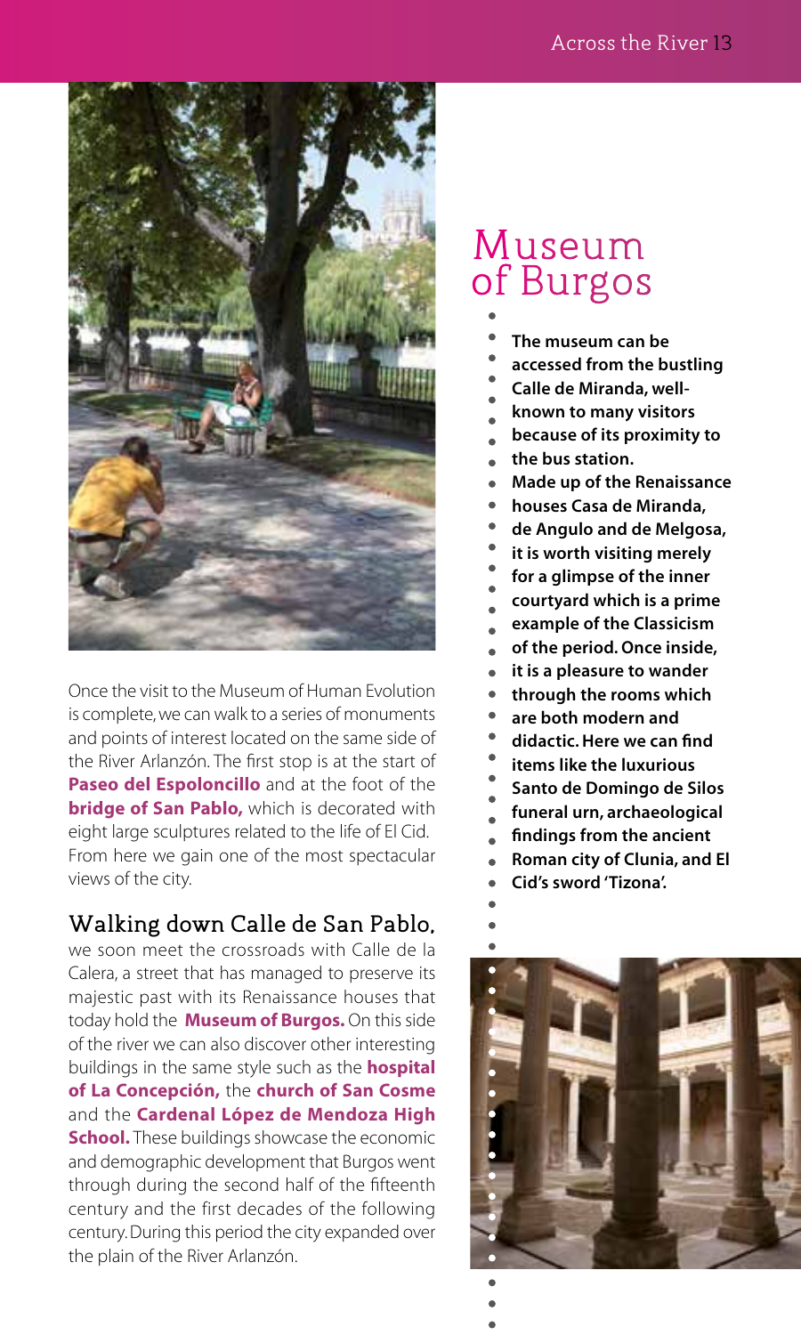Once the visit to the Museum of Human Evolution is complete, we can walk to a series of monuments and points of interest located on the same side of the River Arlanzón. The first stop is at the start of **Paseo del Espoloncillo** and at the foot of the **bridge of San Pablo,** which is decorated with eight large sculptures related to the life of El Cid. From here we gain one of the most spectacular views of the city.

## Walking down Calle de San Pablo,

we soon meet the crossroads with Calle de la Calera, a street that has managed to preserve its majestic past with its Renaissance houses that today hold the **Museum of Burgos.** On this side of the river we can also discover other interesting buildings in the same style such as the **hospital of La Concepción,** the **church of San Cosme** and the **Cardenal López de Mendoza High School.** These buildings showcase the economic and demographic development that Burgos went through during the second half of the fifteenth century and the first decades of the following century. During this period the city expanded over the plain of the River Arlanzón.

# Museum of Burgos

**The museum can be accessed from the bustling Calle de Miranda, well-known to many visitors because of its proximity to the bus station. Made up of the Renaissance houses Casa de Miranda, de Angulo and de Melgosa, it is worth visiting merely for a glimpse of the inner courtyard which is a prime example of the Classicism of the period. Once inside, it is a pleasure to wander through the rooms which are both modern and didactic. Here we can find items like the luxurious Santo de Domingo de Silos funeral urn, archaeological findings from the ancient Roman city of Clunia, and El Cid's sword 'Tizona'.**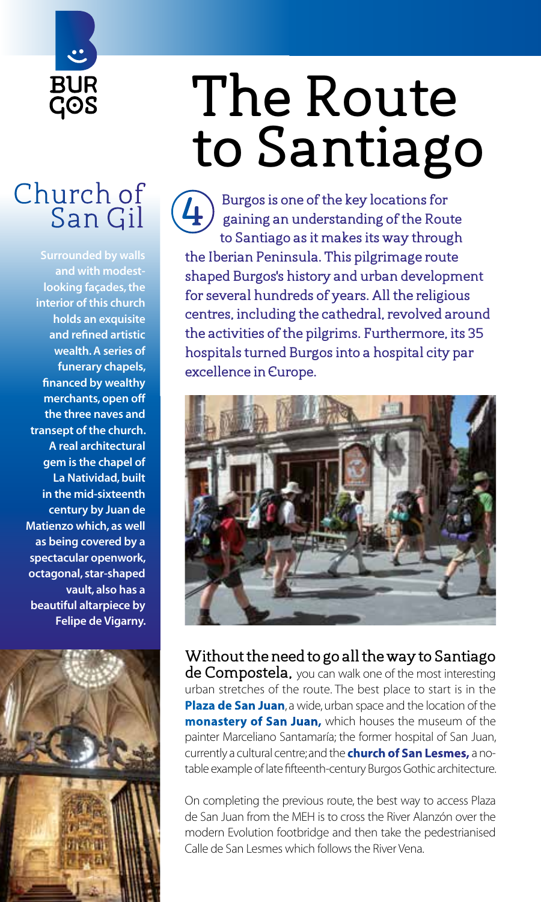# The Route to Santiago

4 Burgos is one of the key locations for gaining an understanding of the Route to Santiago as it makes its way through the Iberian Peninsula. This pilgrimage route shaped Burgos's history and urban development for several hundreds of years. All the religious centres, including the cathedral, revolved around the activities of the pilgrims. Furthermore, its 35 hospitals turned Burgos into a hospital city par excellence in Europe.

**Without the need to go all the way to Santiago de Compostela,** you can walk one of the most interesting urban stretches of the route. The best place to start is in the **Plaza de San Juan**, a wide, urban space and the location of the **monastery of San Juan,** which houses the museum of the painter Marceliano Santamaría; the former hospital of San Juan, currently a cultural centre; and the **church of San Lesmes,** a notable example of late fifteenth-century Burgos Gothic architecture.

On completing the previous route, the best way to access Plaza de San Juan from the MEH is to cross the River Alanzón over the modern Evolution footbridge and then take the pedestrianised Calle de San Lesmes which follows the River Vena.

## Church of San Gil

**Surrounded by walls and with modest-looking façades, the interior of this church holds an exquisite and refined artistic wealth. A series of funerary chapels, financed by wealthy merchants, open off the three naves and transept of the church. A real architectural gem is the chapel of La Natividad, built in the mid-sixteenth century by Juan de Matienzo which, as well as being covered by a spectacular openwork, octagonal, star-shaped vault, also has a beautiful altarpiece by Felipe de Vigarny.**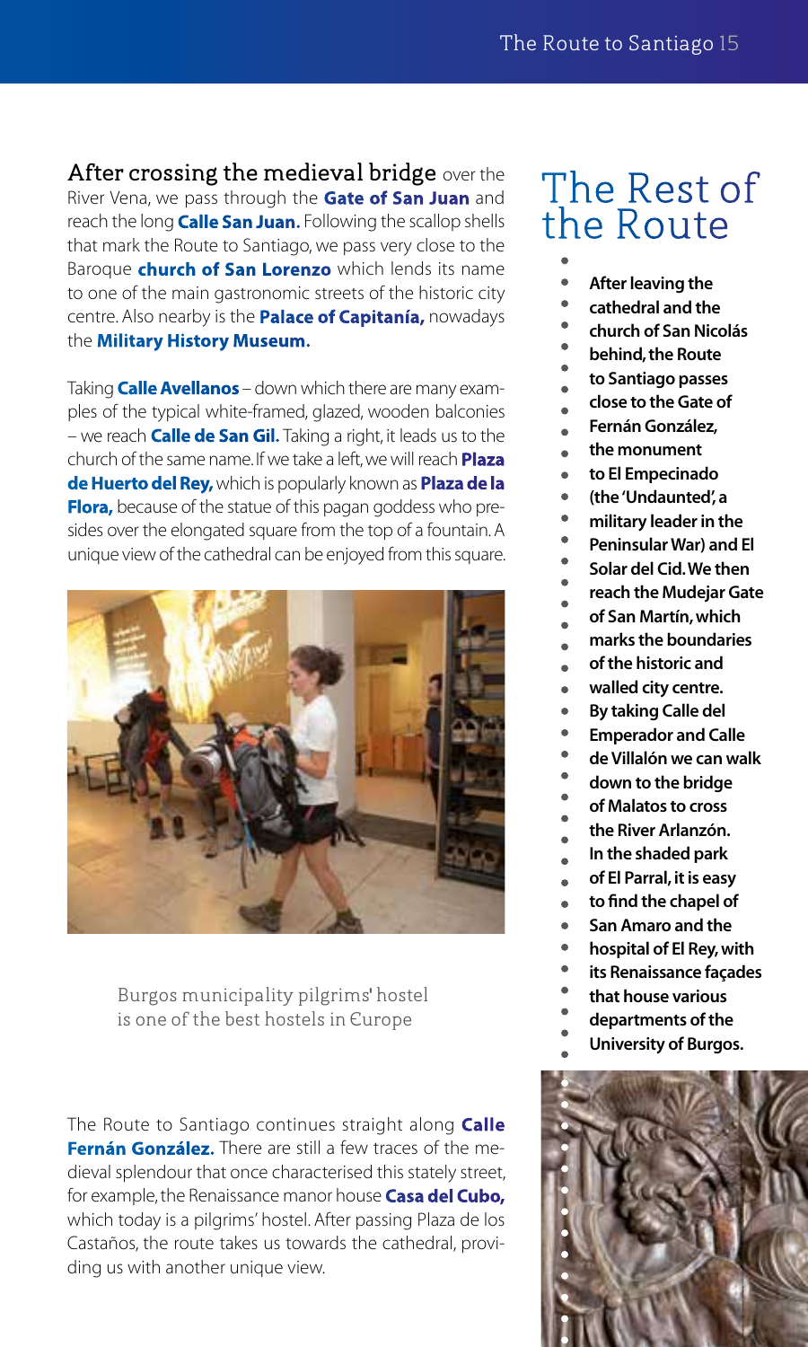After crossing the medieval bridge over the River Vena, we pass through the **Gate of San Juan** and reach the long **Calle San Juan.** Following the scallop shells that mark the Route to Santiago, we pass very close to the Baroque **church of San Lorenzo** which lends its name to one of the main gastronomic streets of the historic city centre. Also nearby is the **Palace of Capitanía,** nowadays the **Military History Museum.**

Taking **Calle Avellanos** – down which there are many examples of the typical white-framed, glazed, wooden balconies – we reach **Calle de San Gil.** Taking a right, it leads us to the church of the same name. If we take a left, we will reach **Plaza de Huerto del Rey,** which is popularly known as **Plaza de la Flora,** because of the statue of this pagan goddess who presides over the elongated square from the top of a fountain. A unique view of the cathedral can be enjoyed from this square.

Burgos municipality pilgrims' hostel is one of the best hostels in Europe

The Route to Santiago continues straight along **Calle Fernán González.** There are still a few traces of the medieval splendour that once characterised this stately street, for example, the Renaissance manor house **Casa del Cubo,** which today is a pilgrims' hostel. After passing Plaza de los Castaños, the route takes us towards the cathedral, providing us with another unique view.

# The Rest of the Route

**After leaving the cathedral and the church of San Nicolás behind, the Route to Santiago passes close to the Gate of Fernán González, the monument to El Empecinado (the 'Undaunted', a military leader in the Peninsular War) and El Solar del Cid. We then reach the Mudejar Gate of San Martín, which marks the boundaries of the historic and walled city centre. By taking Calle del Emperador and Calle de Villalón we can walk down to the bridge of Malatos to cross the River Arlanzón. In the shaded park of El Parral, it is easy to find the chapel of San Amaro and the hospital of El Rey, with its Renaissance façades that house various departments of the University of Burgos.**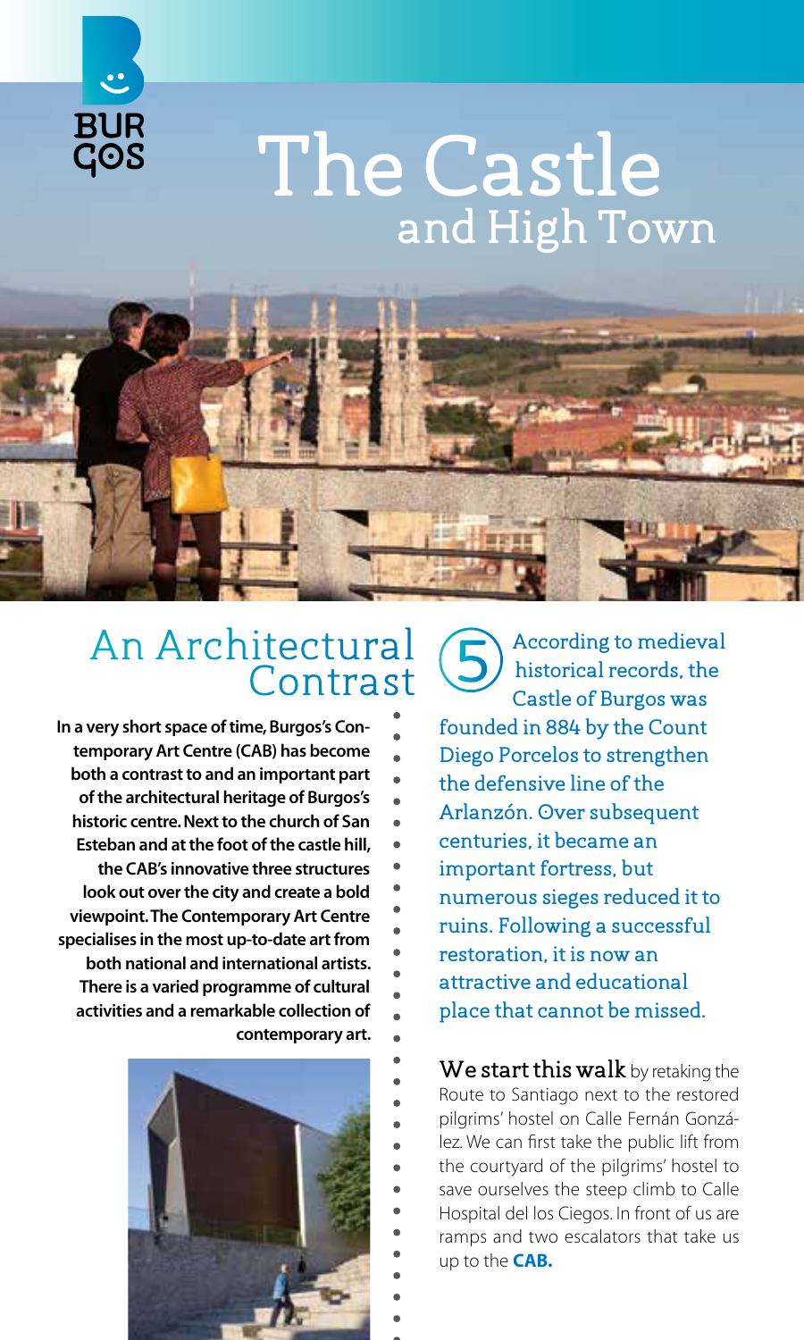# The Castle
## and High Town

## An Architectural Contrast

**In a very short space of time, Burgos's Contemporary Art Centre (CAB) has become both a contrast to and an important part of the architectural heritage of Burgos's historic centre. Next to the church of San Esteban and at the foot of the castle hill, the CAB's innovative three structures look out over the city and create a bold viewpoint. The Contemporary Art Centre specialises in the most up-to-date art from both national and international artists. There is a varied programme of cultural activities and a remarkable collection of contemporary art.**

5 According to medieval historical records, the Castle of Burgos was founded in 884 by the Count Diego Porcelos to strengthen the defensive line of the Arlanzón. Over subsequent centuries, it became an important fortress, but numerous sieges reduced it to ruins. Following a successful restoration, it is now an attractive and educational place that cannot be missed.

We start this walk by retaking the Route to Santiago next to the restored pilgrims' hostel on Calle Fernán González. We can first take the public lift from the courtyard of the pilgrims' hostel to save ourselves the steep climb to Calle Hospital del los Ciegos. In front of us are ramps and two escalators that take us up to the **CAB.**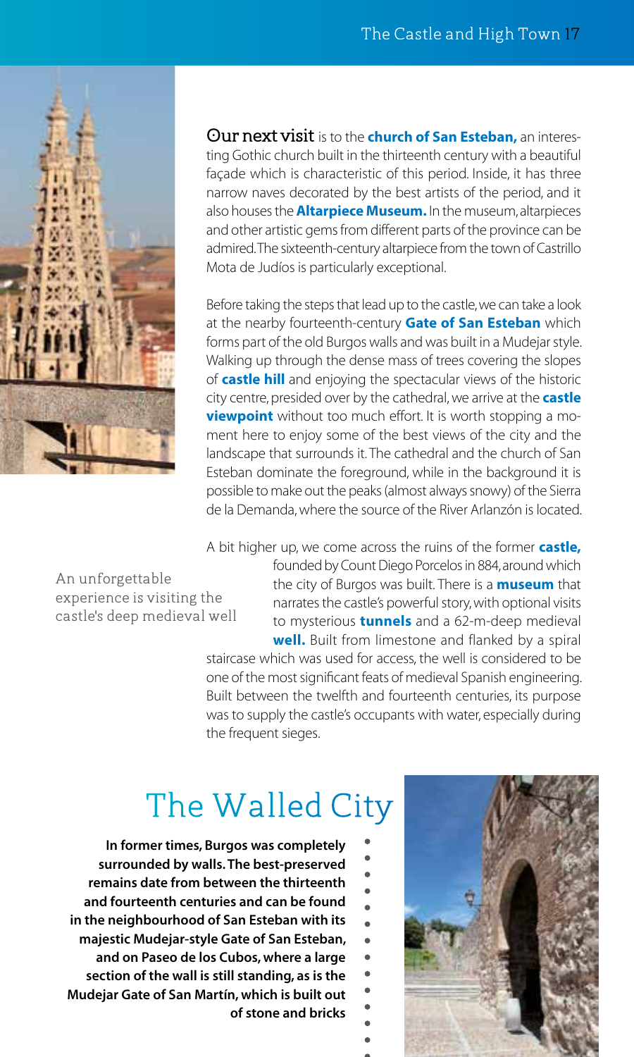**Our next visit** is to the **church of San Esteban,** an interesting Gothic church built in the thirteenth century with a beautiful façade which is characteristic of this period. Inside, it has three narrow naves decorated by the best artists of the period, and it also houses the **Altarpiece Museum.** In the museum, altarpieces and other artistic gems from different parts of the province can be admired. The sixteenth-century altarpiece from the town of Castrillo Mota de Judíos is particularly exceptional.

Before taking the steps that lead up to the castle, we can take a look at the nearby fourteenth-century **Gate of San Esteban** which forms part of the old Burgos walls and was built in a Mudejar style. Walking up through the dense mass of trees covering the slopes of **castle hill** and enjoying the spectacular views of the historic city centre, presided over by the cathedral, we arrive at the **castle viewpoint** without too much effort. It is worth stopping a moment here to enjoy some of the best views of the city and the landscape that surrounds it. The cathedral and the church of San Esteban dominate the foreground, while in the background it is possible to make out the peaks (almost always snowy) of the Sierra de la Demanda, where the source of the River Arlanzón is located.

A bit higher up, we come across the ruins of the former **castle,** founded by Count Diego Porcelos in 884, around which the city of Burgos was built. There is a **museum** that narrates the castle's powerful story, with optional visits to mysterious **tunnels** and a 62-m-deep medieval **well.** Built from limestone and flanked by a spiral staircase which was used for access, the well is considered to be one of the most significant feats of medieval Spanish engineering. Built between the twelfth and fourteenth centuries, its purpose was to supply the castle's occupants with water, especially during the frequent sieges.

An unforgettable experience is visiting the castle's deep medieval well

# The Walled City

**In former times, Burgos was completely surrounded by walls. The best-preserved remains date from between the thirteenth and fourteenth centuries and can be found in the neighbourhood of San Esteban with its majestic Mudejar-style Gate of San Esteban, and on Paseo de los Cubos, where a large section of the wall is still standing, as is the Mudejar Gate of San Martín, which is built out of stone and bricks**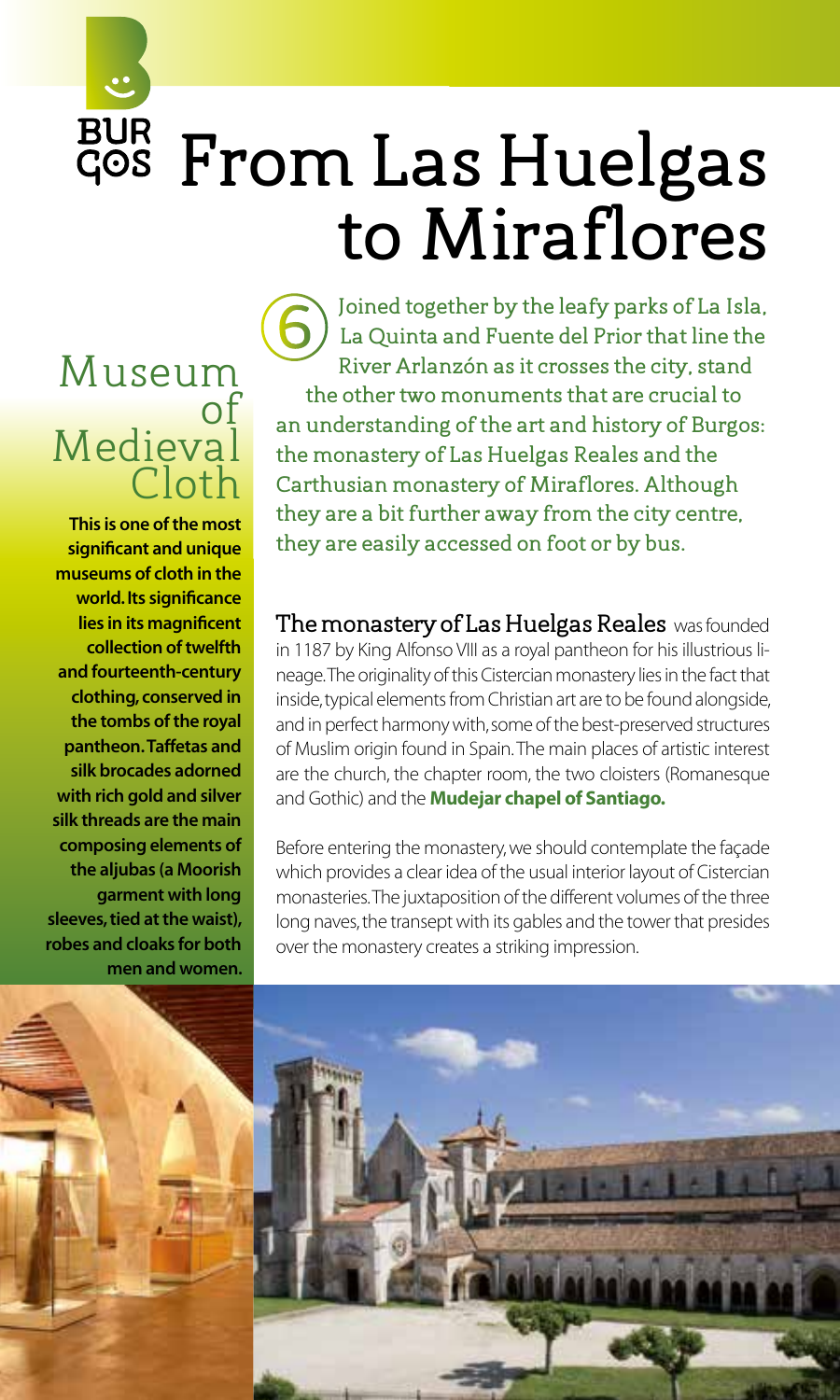# From Las Huelgas to Miraflores

6 Joined together by the leafy parks of La Isla, La Quinta and Fuente del Prior that line the River Arlanzón as it crosses the city, stand the other two monuments that are crucial to an understanding of the art and history of Burgos: the monastery of Las Huelgas Reales and the Carthusian monastery of Miraflores. Although they are a bit further away from the city centre, they are easily accessed on foot or by bus.

## Museum of Medieval Cloth

**This is one of the most significant and unique museums of cloth in the world. Its significance lies in its magnificent collection of twelfth and fourteenth-century clothing, conserved in the tombs of the royal pantheon. Taffetas and silk brocades adorned with rich gold and silver silk threads are the main composing elements of the aljubas (a Moorish garment with long sleeves, tied at the waist), robes and cloaks for both men and women.**

**The monastery of Las Huelgas Reales** was founded in 1187 by King Alfonso VIII as a royal pantheon for his illustrious lineage. The originality of this Cistercian monastery lies in the fact that inside, typical elements from Christian art are to be found alongside, and in perfect harmony with, some of the best-preserved structures of Muslim origin found in Spain. The main places of artistic interest are the church, the chapter room, the two cloisters (Romanesque and Gothic) and the **Mudejar chapel of Santiago.**

Before entering the monastery, we should contemplate the façade which provides a clear idea of the usual interior layout of Cistercian monasteries. The juxtaposition of the different volumes of the three long naves, the transept with its gables and the tower that presides over the monastery creates a striking impression.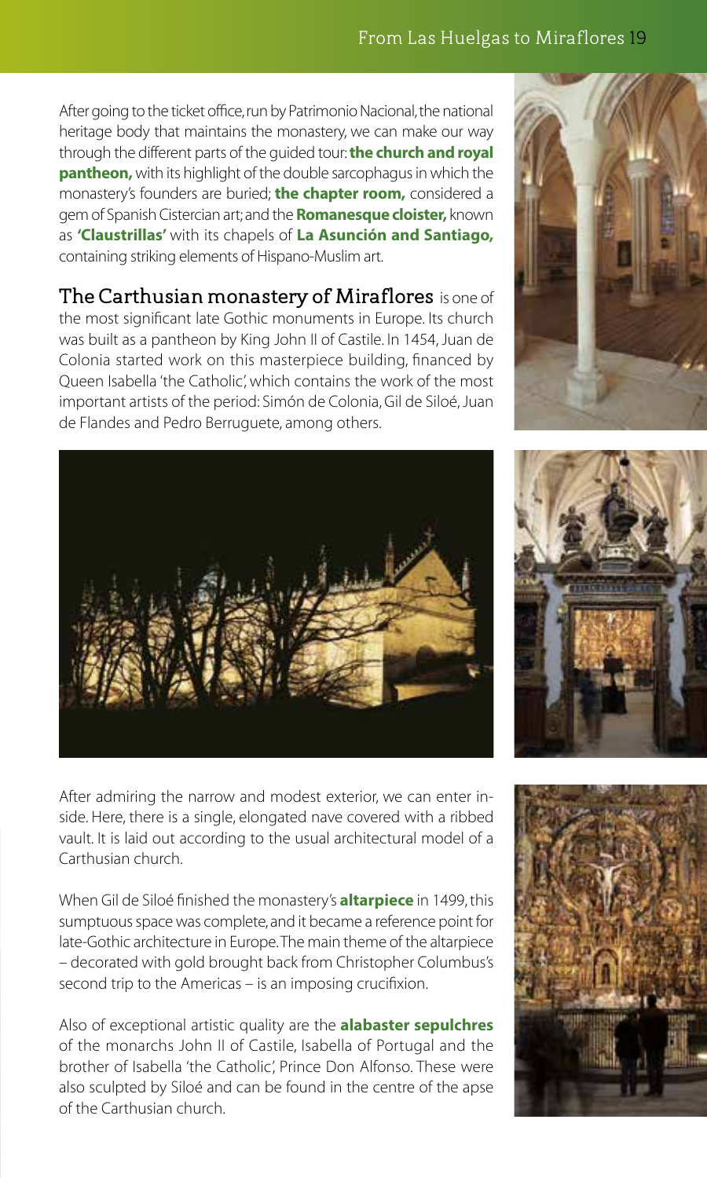After going to the ticket office, run by Patrimonio Nacional, the national heritage body that maintains the monastery, we can make our way through the different parts of the guided tour: **the church and royal pantheon,** with its highlight of the double sarcophagus in which the monastery's founders are buried; **the chapter room,** considered a gem of Spanish Cistercian art; and the **Romanesque cloister,** known as **'Claustrillas'** with its chapels of **La Asunción and Santiago,** containing striking elements of Hispano-Muslim art.

**The Carthusian monastery of Miraflores** is one of the most significant late Gothic monuments in Europe. Its church was built as a pantheon by King John II of Castile. In 1454, Juan de Colonia started work on this masterpiece building, financed by Queen Isabella 'the Catholic', which contains the work of the most important artists of the period: Simón de Colonia, Gil de Siloé, Juan de Flandes and Pedro Berruguete, among others.

After admiring the narrow and modest exterior, we can enter inside. Here, there is a single, elongated nave covered with a ribbed vault. It is laid out according to the usual architectural model of a Carthusian church.

When Gil de Siloé finished the monastery's **altarpiece** in 1499, this sumptuous space was complete, and it became a reference point for late-Gothic architecture in Europe. The main theme of the altarpiece – decorated with gold brought back from Christopher Columbus's second trip to the Americas – is an imposing crucifixion.

Also of exceptional artistic quality are the **alabaster sepulchres** of the monarchs John II of Castile, Isabella of Portugal and the brother of Isabella 'the Catholic', Prince Don Alfonso. These were also sculpted by Siloé and can be found in the centre of the apse of the Carthusian church.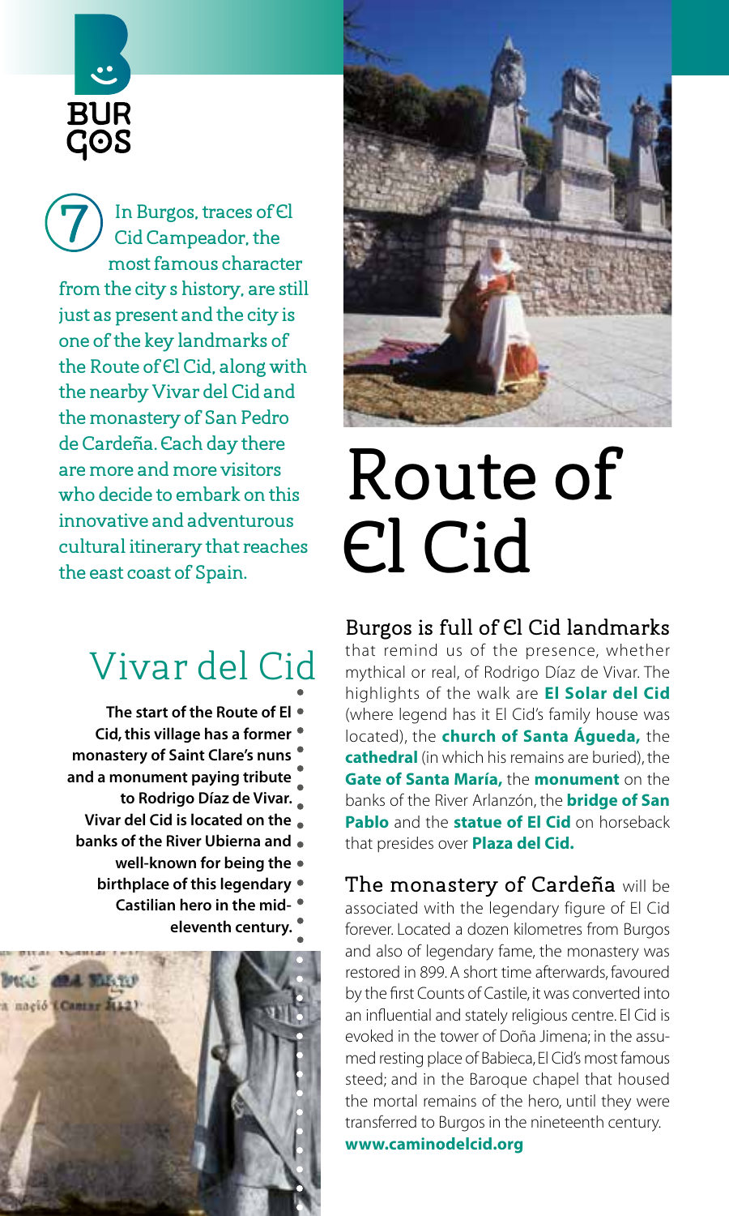7 In Burgos, traces of El Cid Campeador, the most famous character from the city s history, are still just as present and the city is one of the key landmarks of the Route of El Cid, along with the nearby Vivar del Cid and the monastery of San Pedro de Cardeña. Each day there are more and more visitors who decide to embark on this innovative and adventurous cultural itinerary that reaches the east coast of Spain.

# Route of El Cid

## Vivar del Cid

**The start of the Route of El Cid, this village has a former monastery of Saint Clare's nuns and a monument paying tribute to Rodrigo Díaz de Vivar. Vivar del Cid is located on the banks of the River Ubierna and well-known for being the birthplace of this legendary Castilian hero in the mid-eleventh century.**

### Burgos is full of El Cid landmarks

that remind us of the presence, whether mythical or real, of Rodrigo Díaz de Vivar. The highlights of the walk are **El Solar del Cid** (where legend has it El Cid's family house was located), the **church of Santa Águeda,** the **cathedral** (in which his remains are buried), the **Gate of Santa María,** the **monument** on the banks of the River Arlanzón, the **bridge of San Pablo** and the **statue of El Cid** on horseback that presides over **Plaza del Cid.**

### The monastery of Cardeña

will be associated with the legendary figure of El Cid forever. Located a dozen kilometres from Burgos and also of legendary fame, the monastery was restored in 899. A short time afterwards, favoured by the first Counts of Castile, it was converted into an influential and stately religious centre. El Cid is evoked in the tower of Doña Jimena; in the assumed resting place of Babieca, El Cid's most famous steed; and in the Baroque chapel that housed the mortal remains of the hero, until they were transferred to Burgos in the nineteenth century.

**www.caminodelcid.org**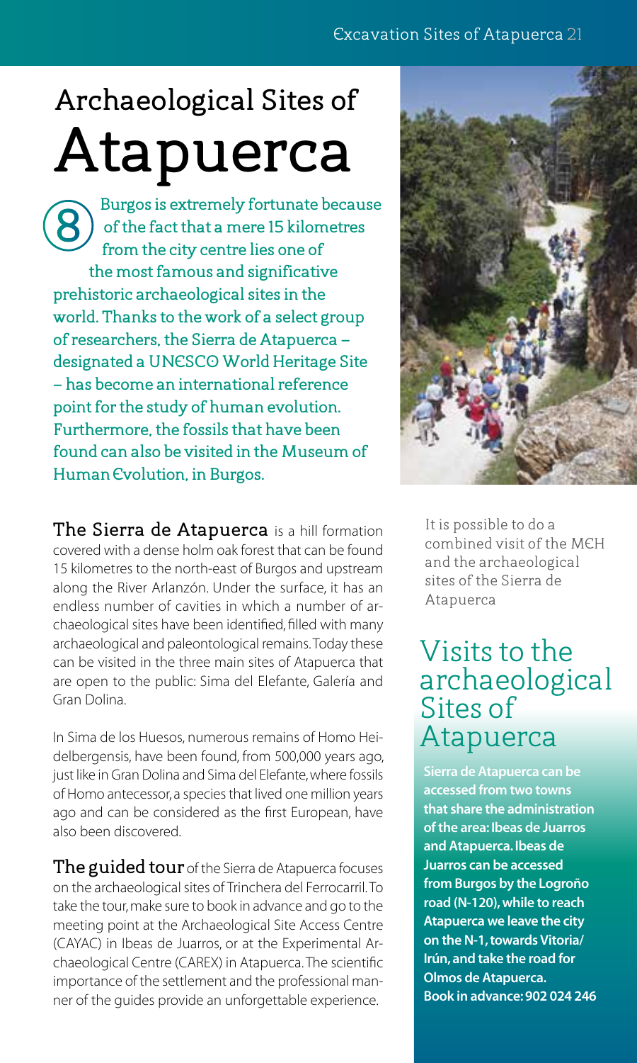# Archaeological Sites of Atapuerca

8 Burgos is extremely fortunate because of the fact that a mere 15 kilometres from the city centre lies one of the most famous and significative prehistoric archaeological sites in the world. Thanks to the work of a select group of researchers, the Sierra de Atapuerca – designated a UNESCO World Heritage Site – has become an international reference point for the study of human evolution. Furthermore, the fossils that have been found can also be visited in the Museum of Human Evolution, in Burgos.

**The Sierra de Atapuerca** is a hill formation covered with a dense holm oak forest that can be found 15 kilometres to the north-east of Burgos and upstream along the River Arlanzón. Under the surface, it has an endless number of cavities in which a number of archaeological sites have been identified, filled with many archaeological and paleontological remains. Today these can be visited in the three main sites of Atapuerca that are open to the public: Sima del Elefante, Galería and Gran Dolina.

In Sima de los Huesos, numerous remains of Homo Heidelbergensis, have been found, from 500,000 years ago, just like in Gran Dolina and Sima del Elefante, where fossils of Homo antecessor, a species that lived one million years ago and can be considered as the first European, have also been discovered.

**The guided tour** of the Sierra de Atapuerca focuses on the archaeological sites of Trinchera del Ferrocarril. To take the tour, make sure to book in advance and go to the meeting point at the Archaeological Site Access Centre (CAYAC) in Ibeas de Juarros, or at the Experimental Archaeological Centre (CAREX) in Atapuerca. The scientific importance of the settlement and the professional manner of the guides provide an unforgettable experience.

It is possible to do a combined visit of the MEH and the archaeological sites of the Sierra de Atapuerca

## Visits to the archaeological Sites of Atapuerca

**Sierra de Atapuerca can be accessed from two towns that share the administration of the area: Ibeas de Juarros and Atapuerca. Ibeas de Juarros can be accessed from Burgos by the Logroño road (N-120), while to reach Atapuerca we leave the city on the N-1, towards Vitoria/Irún, and take the road for Olmos de Atapuerca.**

**Book in advance: 902 024 246**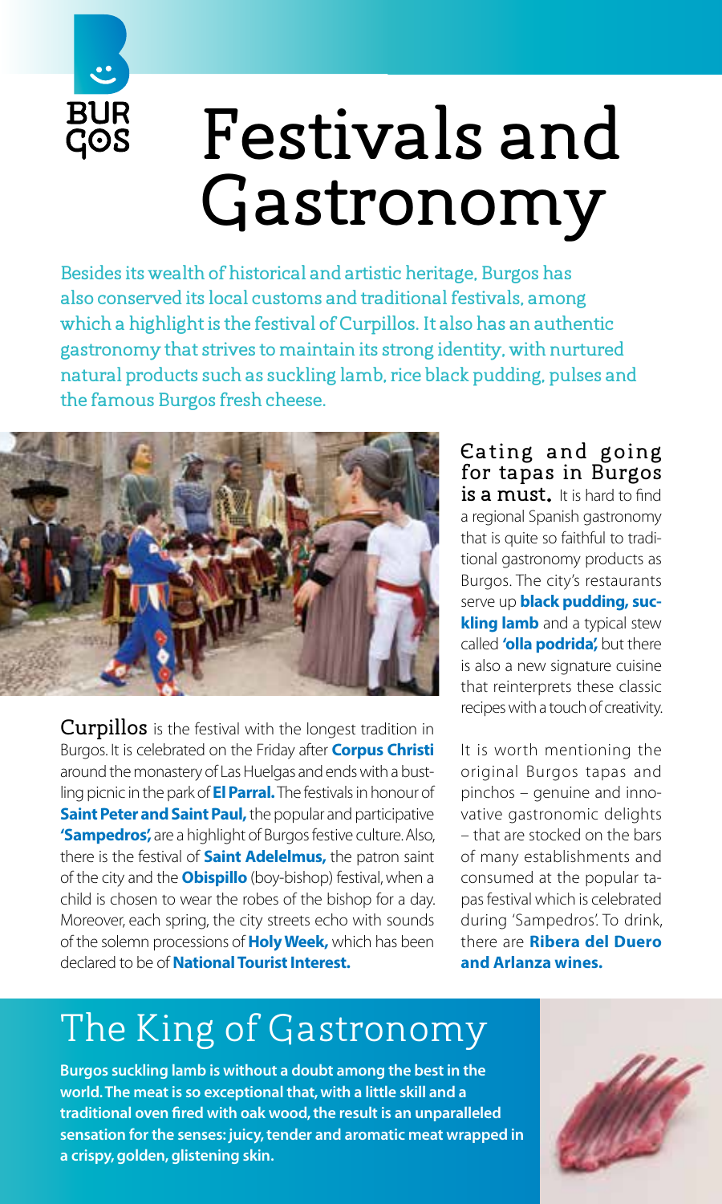# Festivals and Gastronomy

Besides its wealth of historical and artistic heritage, Burgos has also conserved its local customs and traditional festivals, among which a highlight is the festival of Curpillos. It also has an authentic gastronomy that strives to maintain its strong identity, with nurtured natural products such as suckling lamb, rice black pudding, pulses and the famous Burgos fresh cheese.

**Curpillos** is the festival with the longest tradition in Burgos. It is celebrated on the Friday after **Corpus Christi** around the monastery of Las Huelgas and ends with a bustling picnic in the park of **El Parral.** The festivals in honour of **Saint Peter and Saint Paul,** the popular and participative **'Sampedros',** are a highlight of Burgos festive culture. Also, there is the festival of **Saint Adelelmus,** the patron saint of the city and the **Obispillo** (boy-bishop) festival, when a child is chosen to wear the robes of the bishop for a day. Moreover, each spring, the city streets echo with sounds of the solemn processions of **Holy Week,** which has been declared to be of **National Tourist Interest.**

**Eating and going for tapas in Burgos is a must.** It is hard to find a regional Spanish gastronomy that is quite so faithful to traditional gastronomy products as Burgos. The city's restaurants serve up **black pudding, suckling lamb** and a typical stew called **'olla podrida',** but there is also a new signature cuisine that reinterprets these classic recipes with a touch of creativity.

It is worth mentioning the original Burgos tapas and pinchos – genuine and innovative gastronomic delights – that are stocked on the bars of many establishments and consumed at the popular tapas festival which is celebrated during 'Sampedros'. To drink, there are **Ribera del Duero and Arlanza wines.**

## The King of Gastronomy

**Burgos suckling lamb is without a doubt among the best in the world. The meat is so exceptional that, with a little skill and a traditional oven fired with oak wood, the result is an unparalleled sensation for the senses: juicy, tender and aromatic meat wrapped in a crispy, golden, glistening skin.**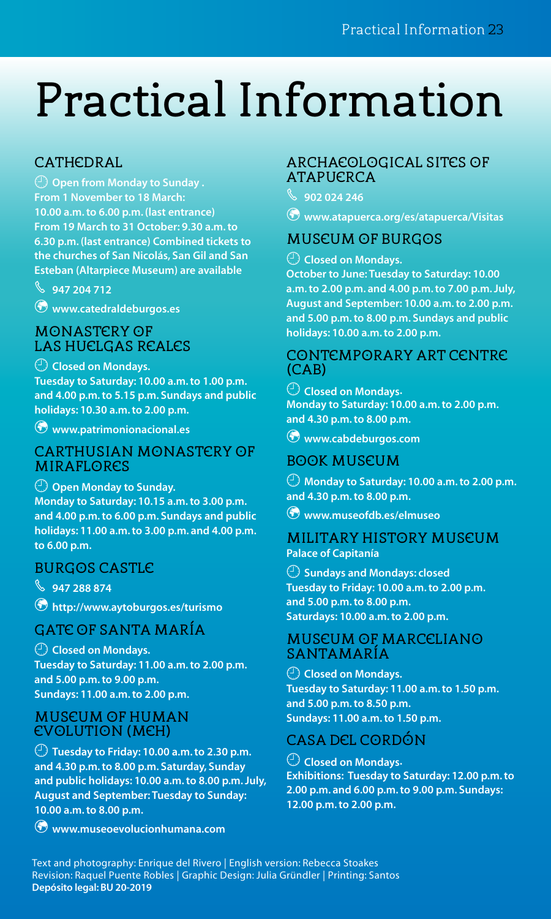# Practical Information

## CATHEDRAL

**Open from Monday to Sunday . From 1 November to 18 March: 10.00 a.m. to 6.00 p.m. (last entrance) From 19 March to 31 October: 9.30 a.m. to 6.30 p.m. (last entrance) Combined tickets to the churches of San Nicolás, San Gil and San Esteban (Altarpiece Museum) are available**

**947 204 712**

**www.catedraldeburgos.es**

## MONASTERY OF LAS HUELGAS REALES

**Closed on Mondays. Tuesday to Saturday: 10.00 a.m. to 1.00 p.m. and 4.00 p.m. to 5.15 p.m. Sundays and public holidays: 10.30 a.m. to 2.00 p.m.**

**www.patrimonionacional.es**

## CARTHUSIAN MONASTERY OF MIRAFLORES

**Open Monday to Sunday. Monday to Saturday: 10.15 a.m. to 3.00 p.m. and 4.00 p.m. to 6.00 p.m. Sundays and public holidays: 11.00 a.m. to 3.00 p.m. and 4.00 p.m. to 6.00 p.m.**

## BURGOS CASTLE

**947 288 874**

**http://www.aytoburgos.es/turismo**

## GATE OF SANTA MARÍA

**Closed on Mondays. Tuesday to Saturday: 11.00 a.m. to 2.00 p.m. and 5.00 p.m. to 9.00 p.m. Sundays: 11.00 a.m. to 2.00 p.m.**

## MUSEUM OF HUMAN EVOLUTION (MEH)

**Tuesday to Friday: 10.00 a.m. to 2.30 p.m. and 4.30 p.m. to 8.00 p.m. Saturday, Sunday and public holidays: 10.00 a.m. to 8.00 p.m. July, August and September: Tuesday to Sunday: 10.00 a.m. to 8.00 p.m.**

**www.museoevolucionhumana.com**

## ARCHAEOLOGICAL SITES OF ATAPUERCA

**902 024 246**

**www.atapuerca.org/es/atapuerca/Visitas**

## MUSEUM OF BURGOS

**Closed on Mondays. October to June: Tuesday to Saturday: 10.00 a.m. to 2.00 p.m. and 4.00 p.m. to 7.00 p.m. July, August and September: 10.00 a.m. to 2.00 p.m. and 5.00 p.m. to 8.00 p.m. Sundays and public holidays: 10.00 a.m. to 2.00 p.m.**

## CONTEMPORARY ART CENTRE (CAB)

**Closed on Mondays. Monday to Saturday: 10.00 a.m. to 2.00 p.m. and 4.30 p.m. to 8.00 p.m.**

**www.cabdeburgos.com**

## BOOK MUSEUM

**Monday to Saturday: 10.00 a.m. to 2.00 p.m. and 4.30 p.m. to 8.00 p.m.**

**www.museofdb.es/elmuseo**

## MILITARY HISTORY MUSEUM

**Palace of Capitanía**

**Sundays and Mondays: closed Tuesday to Friday: 10.00 a.m. to 2.00 p.m. and 5.00 p.m. to 8.00 p.m. Saturdays: 10.00 a.m. to 2.00 p.m.**

## MUSEUM OF MARCELIANO SANTAMARÍA

**Closed on Mondays. Tuesday to Saturday: 11.00 a.m. to 1.50 p.m. and 5.00 p.m. to 8.50 p.m. Sundays: 11.00 a.m. to 1.50 p.m.**

## CASA DEL CORDÓN

**Closed on Mondays. Exhibitions: Tuesday to Saturday: 12.00 p.m. to 2.00 p.m. and 6.00 p.m. to 9.00 p.m. Sundays: 12.00 p.m. to 2.00 p.m.**

Text and photography: Enrique del Rivero | English version: Rebecca Stoakes
Revision: Raquel Puente Robles | Graphic Design: Julia Gründler | Printing: Santos
**Depósito legal: BU 20-2019**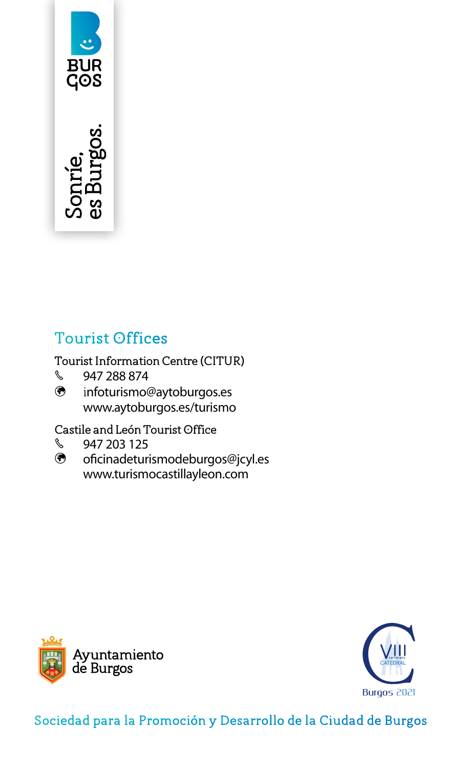BURGOS

Sonríe, es Burgos.

## Tourist Offices

Tourist Information Centre (CITUR)

947 288 874

infoturismo@aytoburgos.es
www.aytoburgos.es/turismo

Castile and León Tourist Office

947 203 125

oficinadeturismodeburgos@jcyl.es
www.turismocastillayleon.com

Ayuntamiento de Burgos

VIII centenario CATEDRAL Burgos 2021

Sociedad para la Promoción y Desarrollo de la Ciudad de Burgos